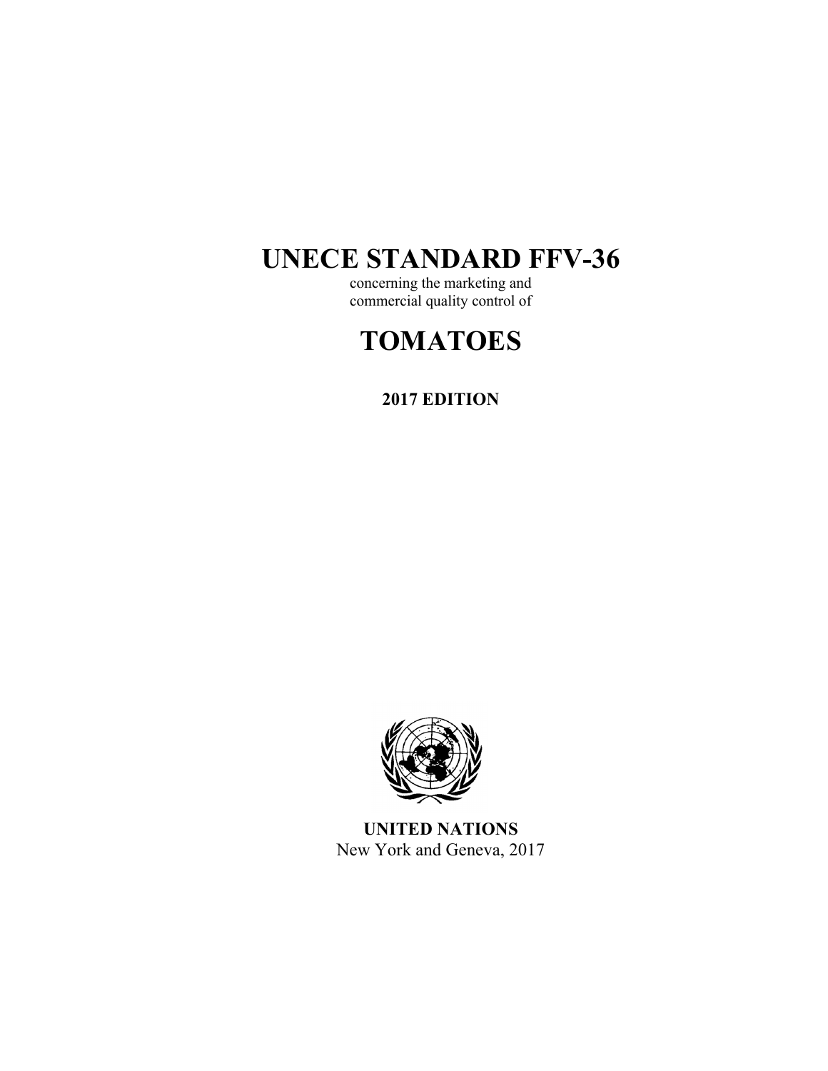# UNECE STANDARD FFV-36

concerning the marketing and
commercial quality control of

# TOMATOES

**2017 EDITION**

**UNITED NATIONS**
New York and Geneva, 2017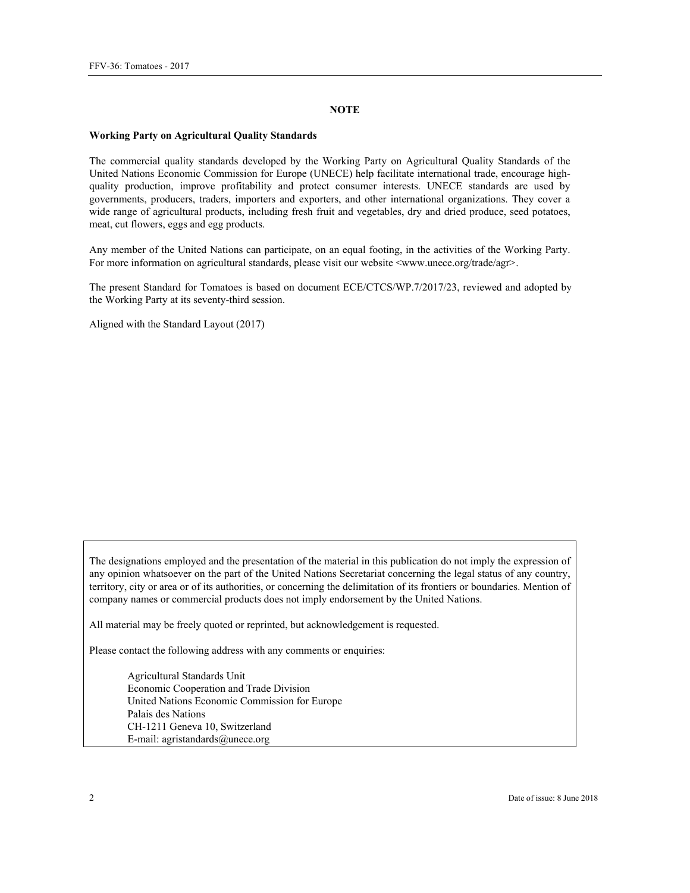## NOTE

**Working Party on Agricultural Quality Standards**

The commercial quality standards developed by the Working Party on Agricultural Quality Standards of the United Nations Economic Commission for Europe (UNECE) help facilitate international trade, encourage high-quality production, improve profitability and protect consumer interests. UNECE standards are used by governments, producers, traders, importers and exporters, and other international organizations. They cover a wide range of agricultural products, including fresh fruit and vegetables, dry and dried produce, seed potatoes, meat, cut flowers, eggs and egg products.

Any member of the United Nations can participate, on an equal footing, in the activities of the Working Party. For more information on agricultural standards, please visit our website <www.unece.org/trade/agr>.

The present Standard for Tomatoes is based on document ECE/CTCS/WP.7/2017/23, reviewed and adopted by the Working Party at its seventy-third session.

Aligned with the Standard Layout (2017)

The designations employed and the presentation of the material in this publication do not imply the expression of any opinion whatsoever on the part of the United Nations Secretariat concerning the legal status of any country, territory, city or area or of its authorities, or concerning the delimitation of its frontiers or boundaries. Mention of company names or commercial products does not imply endorsement by the United Nations.

All material may be freely quoted or reprinted, but acknowledgement is requested.

Please contact the following address with any comments or enquiries:

Agricultural Standards Unit
Economic Cooperation and Trade Division
United Nations Economic Commission for Europe
Palais des Nations
CH-1211 Geneva 10, Switzerland
E-mail: agristandards@unece.org

Date of issue: 8 June 2018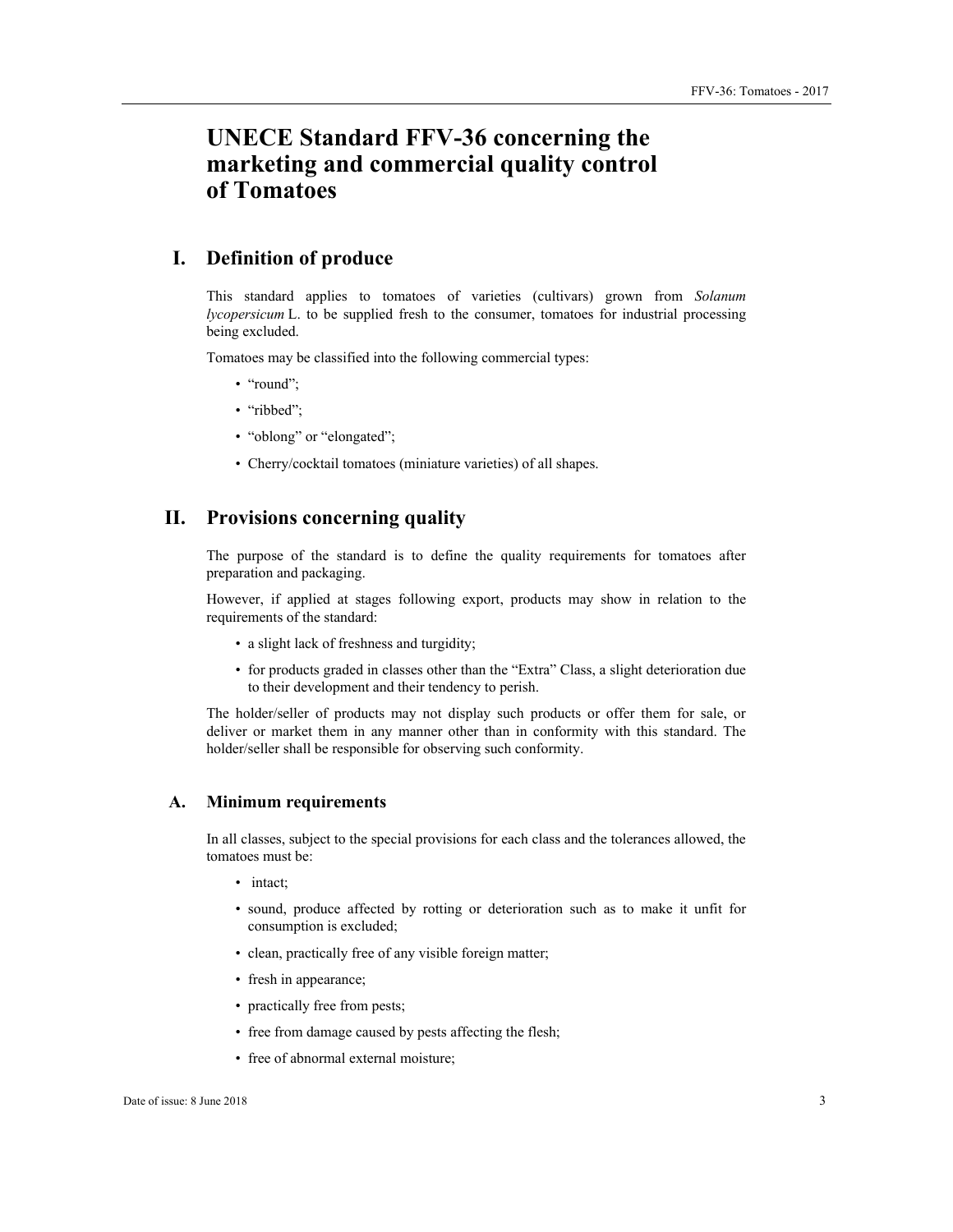# UNECE Standard FFV-36 concerning the marketing and commercial quality control of Tomatoes

## I. Definition of produce

This standard applies to tomatoes of varieties (cultivars) grown from *Solanum lycopersicum* L. to be supplied fresh to the consumer, tomatoes for industrial processing being excluded.

Tomatoes may be classified into the following commercial types:

- "round";
- "ribbed";
- "oblong" or "elongated";
- Cherry/cocktail tomatoes (miniature varieties) of all shapes.

## II. Provisions concerning quality

The purpose of the standard is to define the quality requirements for tomatoes after preparation and packaging.

However, if applied at stages following export, products may show in relation to the requirements of the standard:

- a slight lack of freshness and turgidity;
- for products graded in classes other than the "Extra" Class, a slight deterioration due to their development and their tendency to perish.

The holder/seller of products may not display such products or offer them for sale, or deliver or market them in any manner other than in conformity with this standard. The holder/seller shall be responsible for observing such conformity.

### A. Minimum requirements

In all classes, subject to the special provisions for each class and the tolerances allowed, the tomatoes must be:

- intact;
- sound, produce affected by rotting or deterioration such as to make it unfit for consumption is excluded;
- clean, practically free of any visible foreign matter;
- fresh in appearance;
- practically free from pests;
- free from damage caused by pests affecting the flesh;
- free of abnormal external moisture;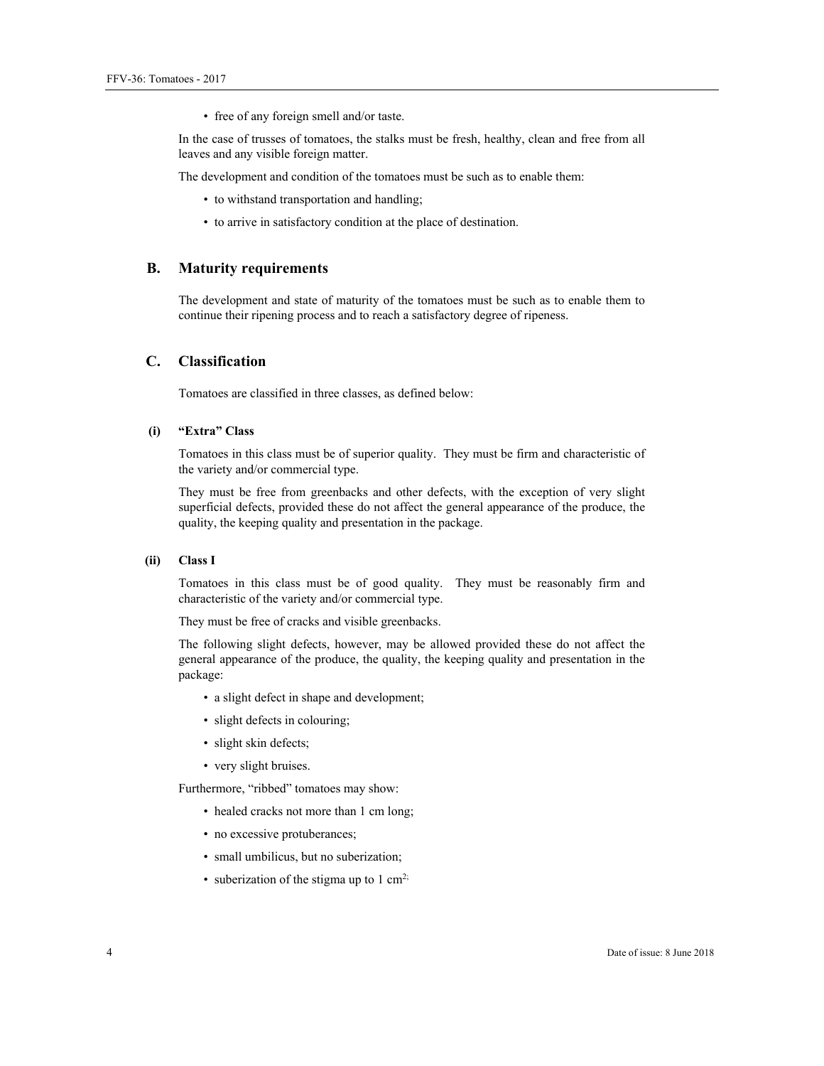- free of any foreign smell and/or taste.

In the case of trusses of tomatoes, the stalks must be fresh, healthy, clean and free from all leaves and any visible foreign matter.

The development and condition of the tomatoes must be such as to enable them:

- to withstand transportation and handling;
- to arrive in satisfactory condition at the place of destination.

## B. Maturity requirements

The development and state of maturity of the tomatoes must be such as to enable them to continue their ripening process and to reach a satisfactory degree of ripeness.

## C. Classification

Tomatoes are classified in three classes, as defined below:

### (i) "Extra" Class

Tomatoes in this class must be of superior quality. They must be firm and characteristic of the variety and/or commercial type.

They must be free from greenbacks and other defects, with the exception of very slight superficial defects, provided these do not affect the general appearance of the produce, the quality, the keeping quality and presentation in the package.

### (ii) Class I

Tomatoes in this class must be of good quality. They must be reasonably firm and characteristic of the variety and/or commercial type.

They must be free of cracks and visible greenbacks.

The following slight defects, however, may be allowed provided these do not affect the general appearance of the produce, the quality, the keeping quality and presentation in the package:

- a slight defect in shape and development;
- slight defects in colouring;
- slight skin defects;
- very slight bruises.

Furthermore, "ribbed" tomatoes may show:

- healed cracks not more than 1 cm long;
- no excessive protuberances;
- small umbilicus, but no suberization;
- suberization of the stigma up to 1 $cm^2$;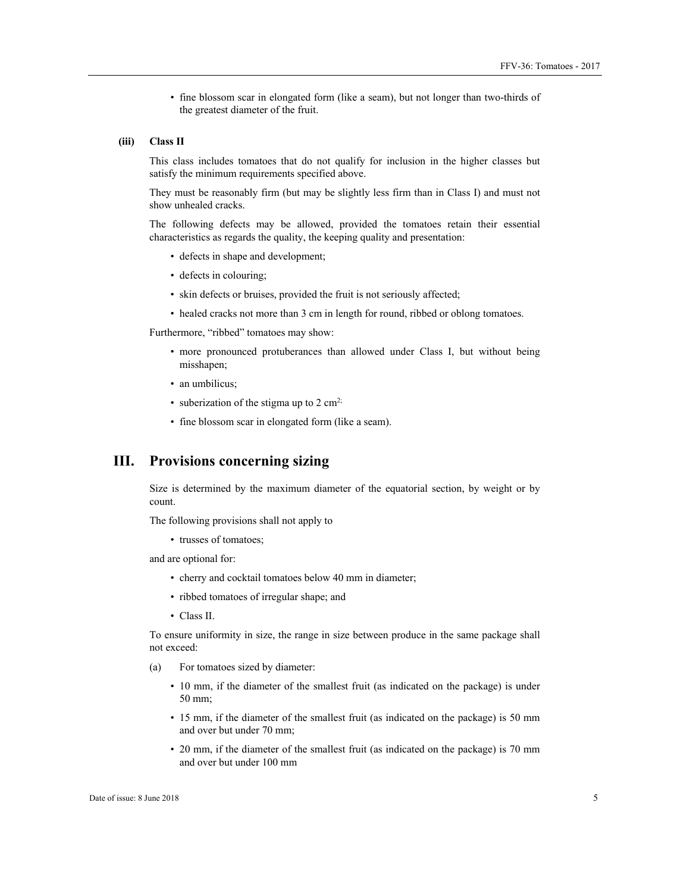- fine blossom scar in elongated form (like a seam), but not longer than two-thirds of the greatest diameter of the fruit.

### (iii) Class II

This class includes tomatoes that do not qualify for inclusion in the higher classes but satisfy the minimum requirements specified above.

They must be reasonably firm (but may be slightly less firm than in Class I) and must not show unhealed cracks.

The following defects may be allowed, provided the tomatoes retain their essential characteristics as regards the quality, the keeping quality and presentation:

- defects in shape and development;
- defects in colouring;
- skin defects or bruises, provided the fruit is not seriously affected;
- healed cracks not more than 3 cm in length for round, ribbed or oblong tomatoes.

Furthermore, “ribbed” tomatoes may show:

- more pronounced protuberances than allowed under Class I, but without being misshapen;
- an umbilicus;
- suberization of the stigma up to 2 $cm^2$;
- fine blossom scar in elongated form (like a seam).

# III. Provisions concerning sizing

Size is determined by the maximum diameter of the equatorial section, by weight or by count.

The following provisions shall not apply to

- trusses of tomatoes;

and are optional for:

- cherry and cocktail tomatoes below 40 mm in diameter;
- ribbed tomatoes of irregular shape; and
- Class II.

To ensure uniformity in size, the range in size between produce in the same package shall not exceed:

(a) For tomatoes sized by diameter:

- 10 mm, if the diameter of the smallest fruit (as indicated on the package) is under 50 mm;
- 15 mm, if the diameter of the smallest fruit (as indicated on the package) is 50 mm and over but under 70 mm;
- 20 mm, if the diameter of the smallest fruit (as indicated on the package) is 70 mm and over but under 100 mm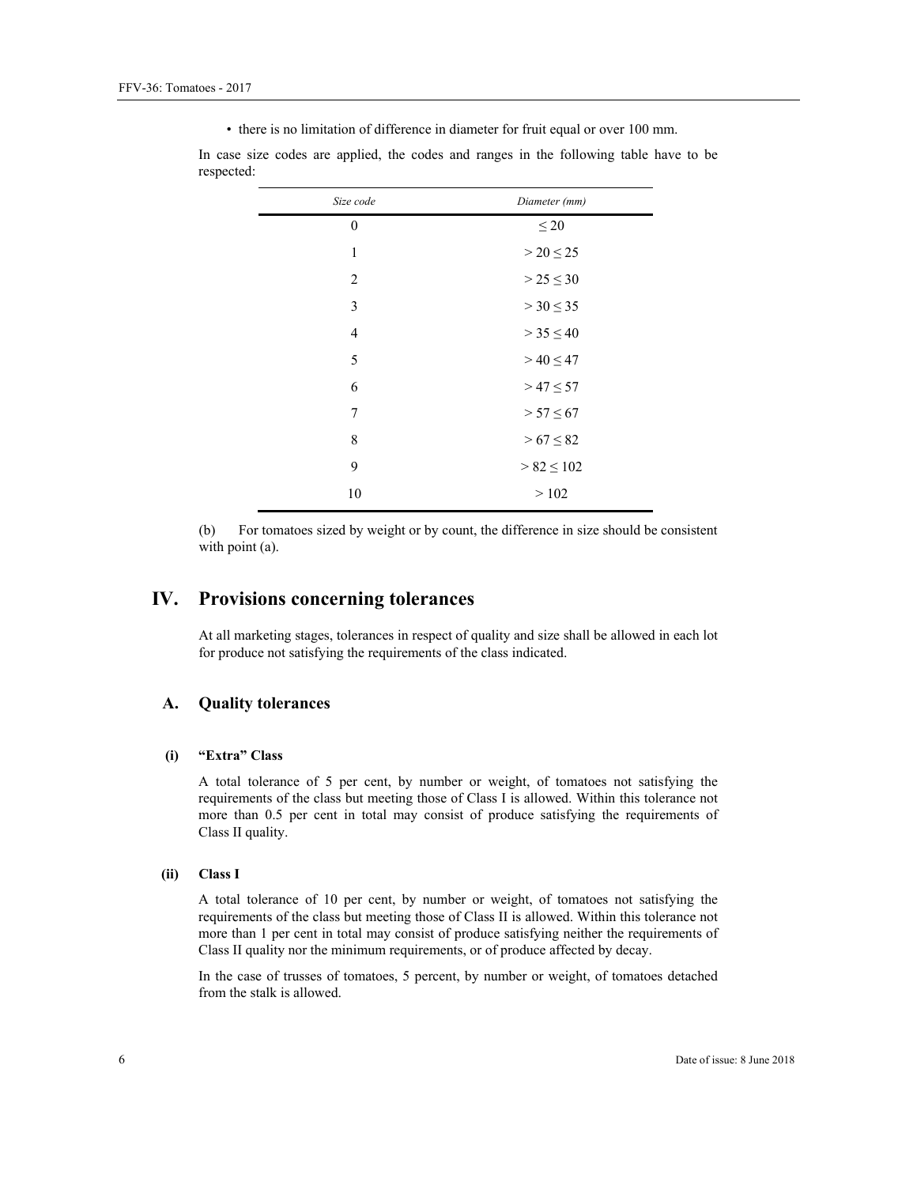- there is no limitation of difference in diameter for fruit equal or over 100 mm.

In case size codes are applied, the codes and ranges in the following table have to be respected:

| *Size code* | *Diameter (mm)* |
| --- | --- |
| 0 | ≤ 20 |
| 1 | > 20 ≤ 25 |
| 2 | > 25 ≤ 30 |
| 3 | > 30 ≤ 35 |
| 4 | > 35 ≤ 40 |
| 5 | > 40 ≤ 47 |
| 6 | > 47 ≤ 57 |
| 7 | > 57 ≤ 67 |
| 8 | > 67 ≤ 82 |
| 9 | > 82 ≤ 102 |
| 10 | > 102 |

(b) For tomatoes sized by weight or by count, the difference in size should be consistent with point (a).

# IV. Provisions concerning tolerances

At all marketing stages, tolerances in respect of quality and size shall be allowed in each lot for produce not satisfying the requirements of the class indicated.

## A. Quality tolerances

### (i) "Extra" Class

A total tolerance of 5 per cent, by number or weight, of tomatoes not satisfying the requirements of the class but meeting those of Class I is allowed. Within this tolerance not more than 0.5 per cent in total may consist of produce satisfying the requirements of Class II quality.

### (ii) Class I

A total tolerance of 10 per cent, by number or weight, of tomatoes not satisfying the requirements of the class but meeting those of Class II is allowed. Within this tolerance not more than 1 per cent in total may consist of produce satisfying neither the requirements of Class II quality nor the minimum requirements, or of produce affected by decay.

In the case of trusses of tomatoes, 5 percent, by number or weight, of tomatoes detached from the stalk is allowed.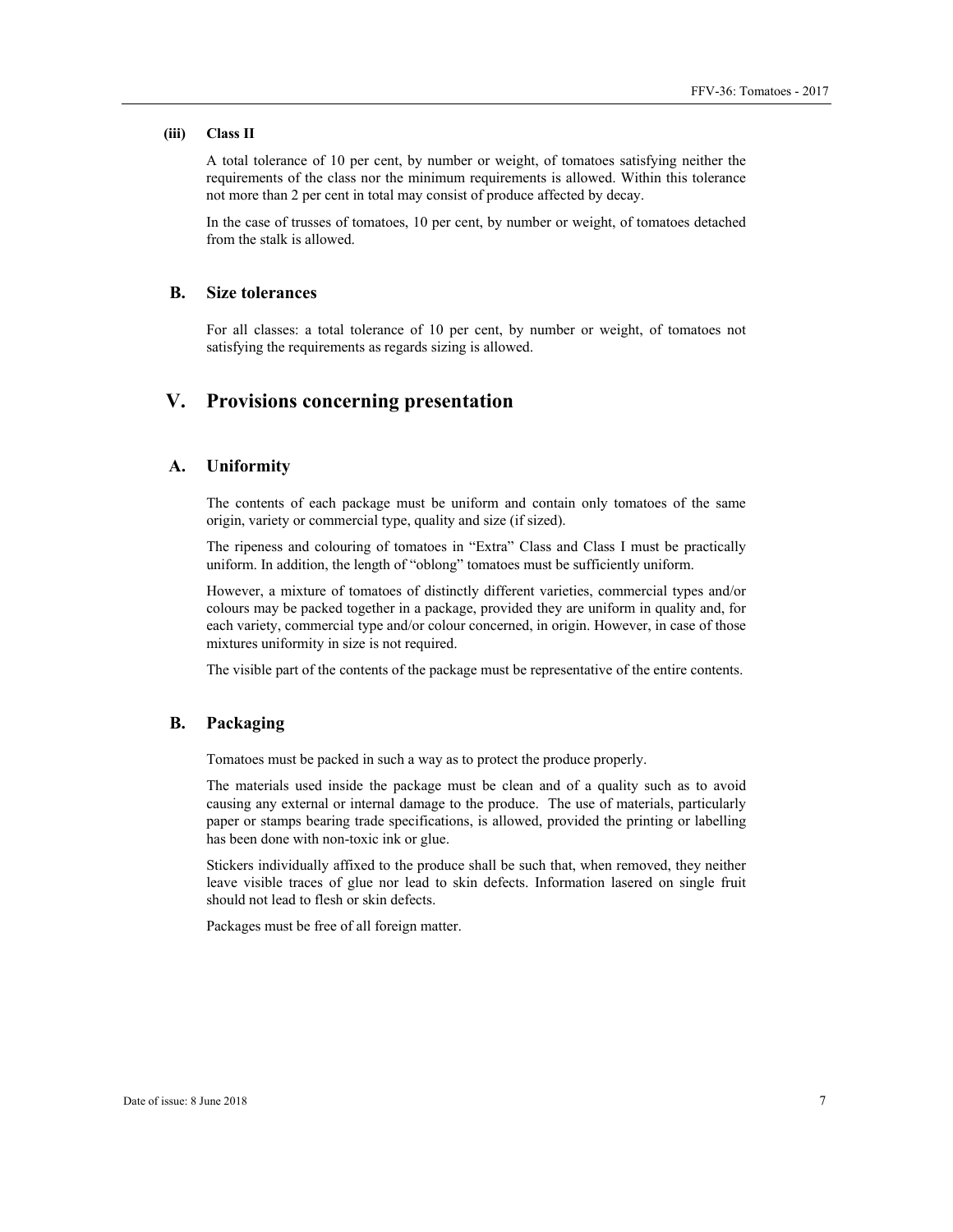#### (iii) Class II

A total tolerance of 10 per cent, by number or weight, of tomatoes satisfying neither the requirements of the class nor the minimum requirements is allowed. Within this tolerance not more than 2 per cent in total may consist of produce affected by decay.

In the case of trusses of tomatoes, 10 per cent, by number or weight, of tomatoes detached from the stalk is allowed.

### B. Size tolerances

For all classes: a total tolerance of 10 per cent, by number or weight, of tomatoes not satisfying the requirements as regards sizing is allowed.

## V. Provisions concerning presentation

### A. Uniformity

The contents of each package must be uniform and contain only tomatoes of the same origin, variety or commercial type, quality and size (if sized).

The ripeness and colouring of tomatoes in "Extra" Class and Class I must be practically uniform. In addition, the length of "oblong" tomatoes must be sufficiently uniform.

However, a mixture of tomatoes of distinctly different varieties, commercial types and/or colours may be packed together in a package, provided they are uniform in quality and, for each variety, commercial type and/or colour concerned, in origin. However, in case of those mixtures uniformity in size is not required.

The visible part of the contents of the package must be representative of the entire contents.

### B. Packaging

Tomatoes must be packed in such a way as to protect the produce properly.

The materials used inside the package must be clean and of a quality such as to avoid causing any external or internal damage to the produce. The use of materials, particularly paper or stamps bearing trade specifications, is allowed, provided the printing or labelling has been done with non-toxic ink or glue.

Stickers individually affixed to the produce shall be such that, when removed, they neither leave visible traces of glue nor lead to skin defects. Information lasered on single fruit should not lead to flesh or skin defects.

Packages must be free of all foreign matter.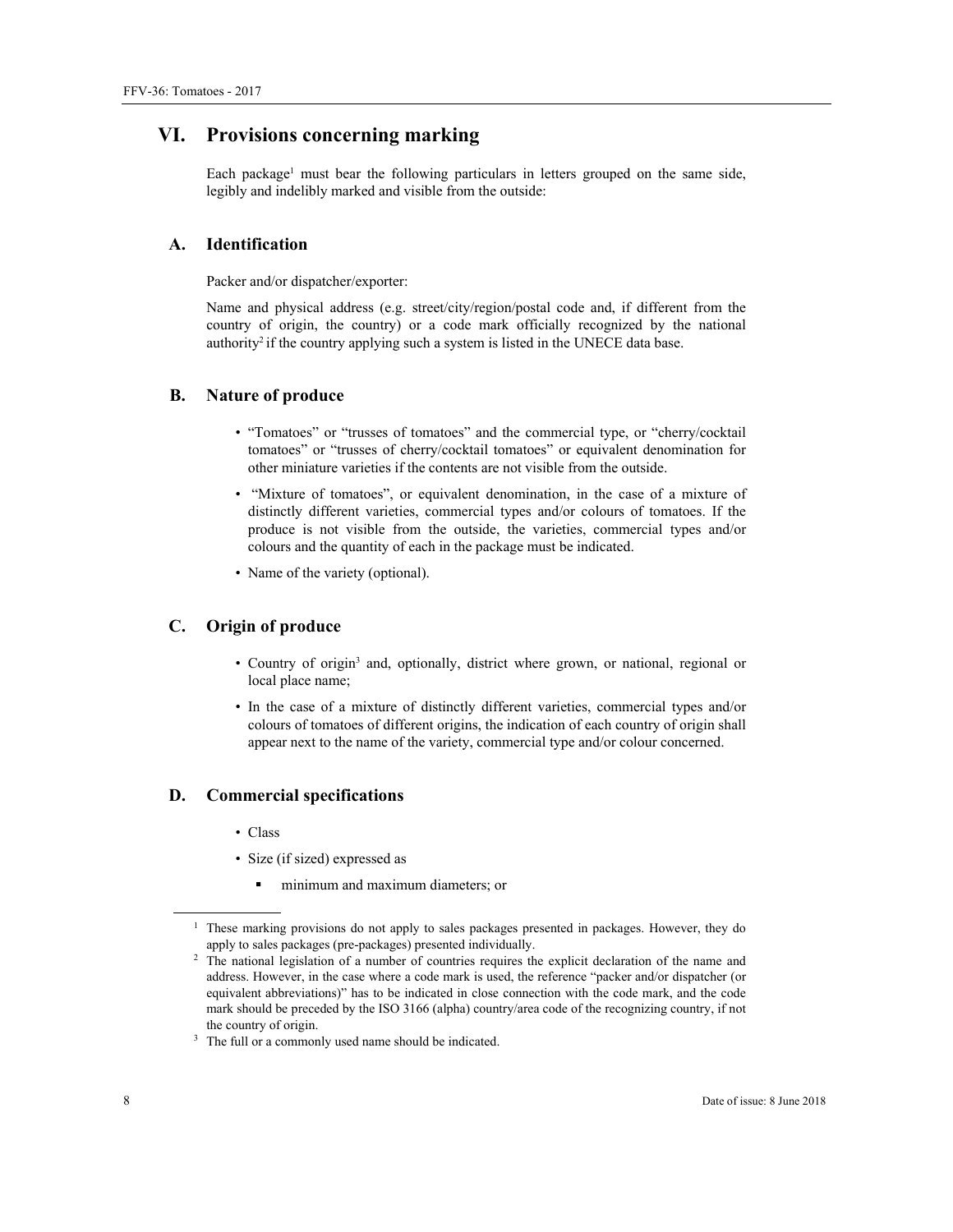# VI. Provisions concerning marking

Each package[1] must bear the following particulars in letters grouped on the same side, legibly and indelibly marked and visible from the outside:

## A. Identification

Packer and/or dispatcher/exporter:

Name and physical address (e.g. street/city/region/postal code and, if different from the country of origin, the country) or a code mark officially recognized by the national authority[2] if the country applying such a system is listed in the UNECE data base.

## B. Nature of produce

- "Tomatoes" or "trusses of tomatoes" and the commercial type, or "cherry/cocktail tomatoes" or "trusses of cherry/cocktail tomatoes" or equivalent denomination for other miniature varieties if the contents are not visible from the outside.
- "Mixture of tomatoes", or equivalent denomination, in the case of a mixture of distinctly different varieties, commercial types and/or colours of tomatoes. If the produce is not visible from the outside, the varieties, commercial types and/or colours and the quantity of each in the package must be indicated.
- Name of the variety (optional).

## C. Origin of produce

- Country of origin[3] and, optionally, district where grown, or national, regional or local place name;
- In the case of a mixture of distinctly different varieties, commercial types and/or colours of tomatoes of different origins, the indication of each country of origin shall appear next to the name of the variety, commercial type and/or colour concerned.

## D. Commercial specifications

- Class
- Size (if sized) expressed as
  - minimum and maximum diameters; or

---

[1] These marking provisions do not apply to sales packages presented in packages. However, they do apply to sales packages (pre-packages) presented individually.

[2] The national legislation of a number of countries requires the explicit declaration of the name and address. However, in the case where a code mark is used, the reference "packer and/or dispatcher (or equivalent abbreviations)" has to be indicated in close connection with the code mark, and the code mark should be preceded by the ISO 3166 (alpha) country/area code of the recognizing country, if not the country of origin.

[3] The full or a commonly used name should be indicated.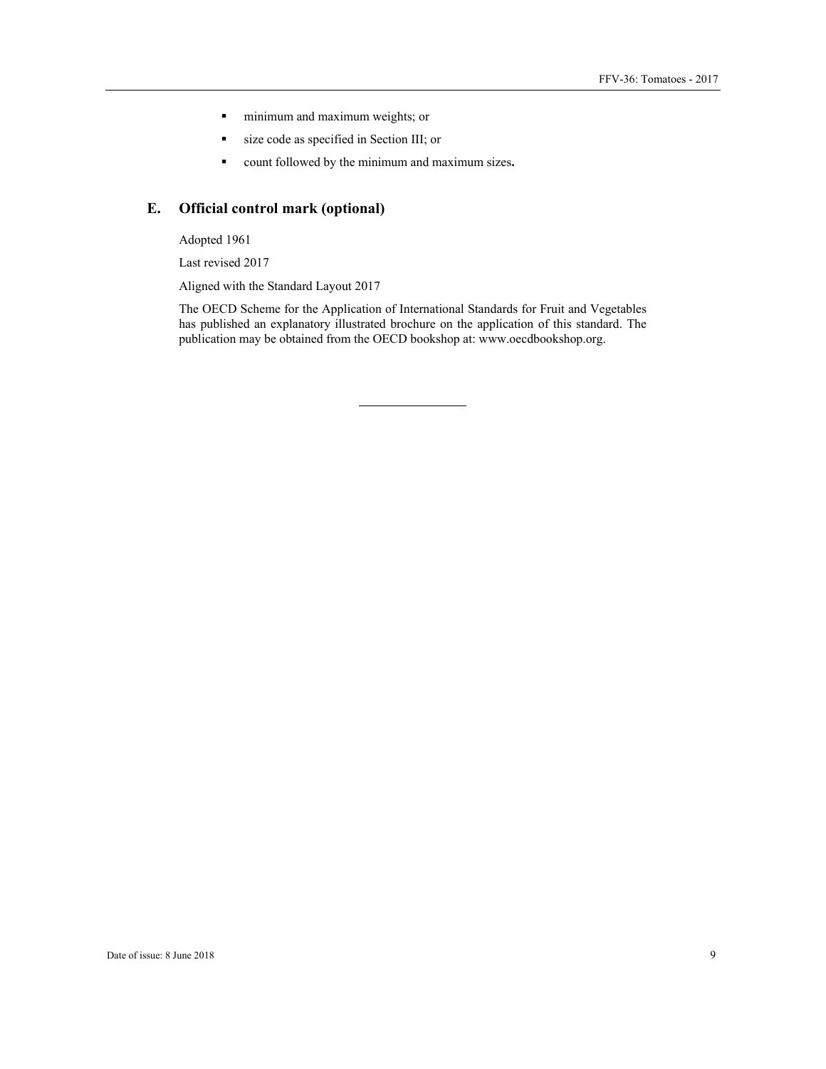- minimum and maximum weights; or
- size code as specified in Section III; or
- count followed by the minimum and maximum sizes**.**

## E. Official control mark (optional)

Adopted 1961

Last revised 2017

Aligned with the Standard Layout 2017

The OECD Scheme for the Application of International Standards for Fruit and Vegetables has published an explanatory illustrated brochure on the application of this standard. The publication may be obtained from the OECD bookshop at: www.oecdbookshop.org.

---